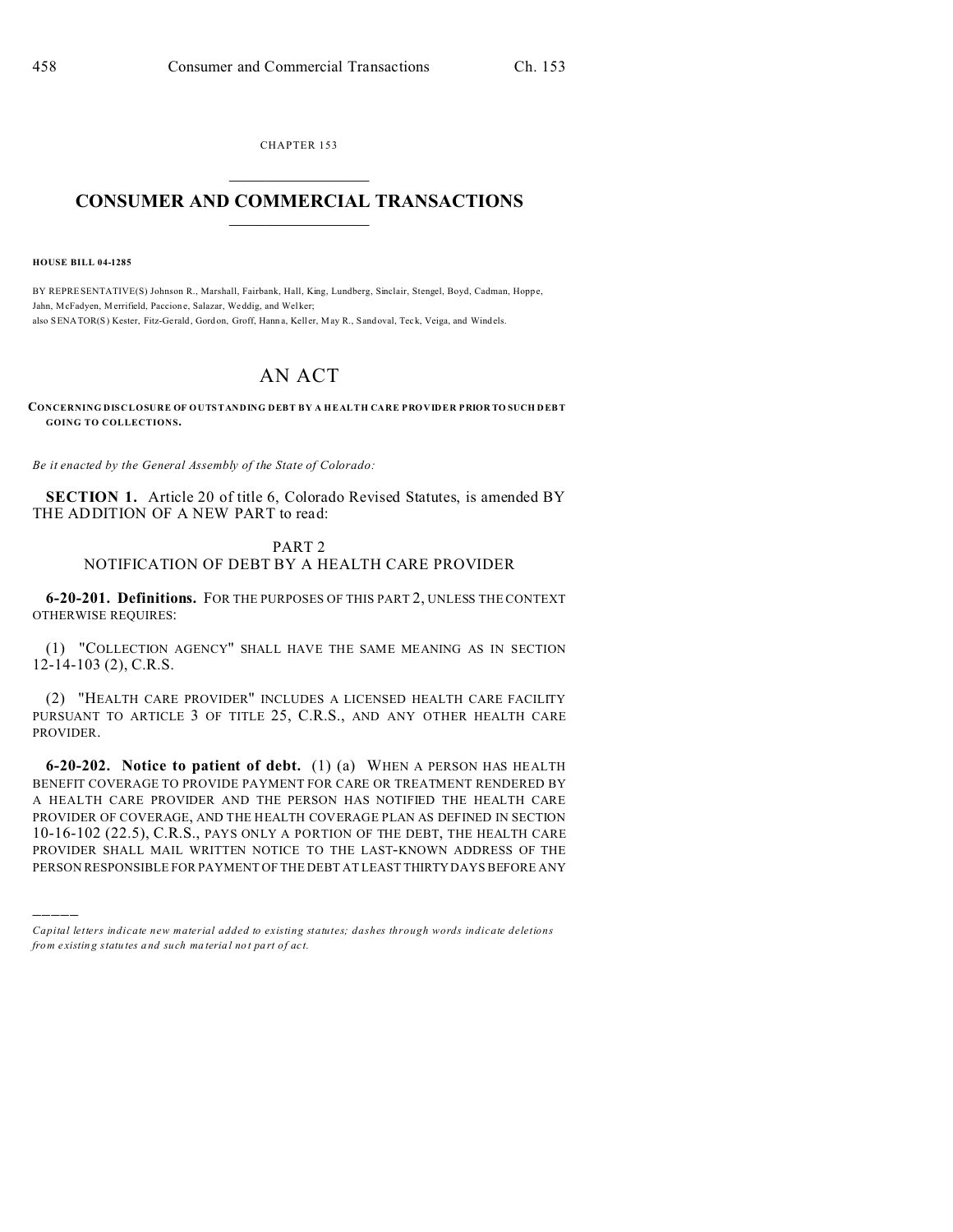CHAPTER 153

# CONSUMER AND COMMERCIAL TRANSACTIONS

**HOUSE BILL 04-1285**

BY REPRESENTATIVE(S) Johnson R., Marshall, Fairbank, Hall, King, Lundberg, Sinclair, Stengel, Boyd, Cadman, Hoppe, Jahn, McFadyen, Merrifield, Paccione, Salazar, Weddig, and Welker;
also SENATOR(S) Kester, Fitz-Gerald, Gordon, Groff, Hanna, Keller, May R., Sandoval, Teck, Veiga, and Windels.

# AN ACT

**CONCERNING DISCLOSURE OF OUTSTANDING DEBT BY A HEALTH CARE PROVIDER PRIOR TO SUCH DEBT GOING TO COLLECTIONS.**

*Be it enacted by the General Assembly of the State of Colorado:*

**SECTION 1.** Article 20 of title 6, Colorado Revised Statutes, is amended BY THE ADDITION OF A NEW PART to read:

PART 2
NOTIFICATION OF DEBT BY A HEALTH CARE PROVIDER

**6-20-201. Definitions.** FOR THE PURPOSES OF THIS PART 2, UNLESS THE CONTEXT OTHERWISE REQUIRES:

(1) "COLLECTION AGENCY" SHALL HAVE THE SAME MEANING AS IN SECTION 12-14-103 (2), C.R.S.

(2) "HEALTH CARE PROVIDER" INCLUDES A LICENSED HEALTH CARE FACILITY PURSUANT TO ARTICLE 3 OF TITLE 25, C.R.S., AND ANY OTHER HEALTH CARE PROVIDER.

**6-20-202. Notice to patient of debt.** (1) (a) WHEN A PERSON HAS HEALTH BENEFIT COVERAGE TO PROVIDE PAYMENT FOR CARE OR TREATMENT RENDERED BY A HEALTH CARE PROVIDER AND THE PERSON HAS NOTIFIED THE HEALTH CARE PROVIDER OF COVERAGE, AND THE HEALTH COVERAGE PLAN AS DEFINED IN SECTION 10-16-102 (22.5), C.R.S., PAYS ONLY A PORTION OF THE DEBT, THE HEALTH CARE PROVIDER SHALL MAIL WRITTEN NOTICE TO THE LAST-KNOWN ADDRESS OF THE PERSON RESPONSIBLE FOR PAYMENT OF THE DEBT AT LEAST THIRTY DAYS BEFORE ANY

---

*Capital letters indicate new material added to existing statutes; dashes through words indicate deletions from existing statutes and such material not part of act.*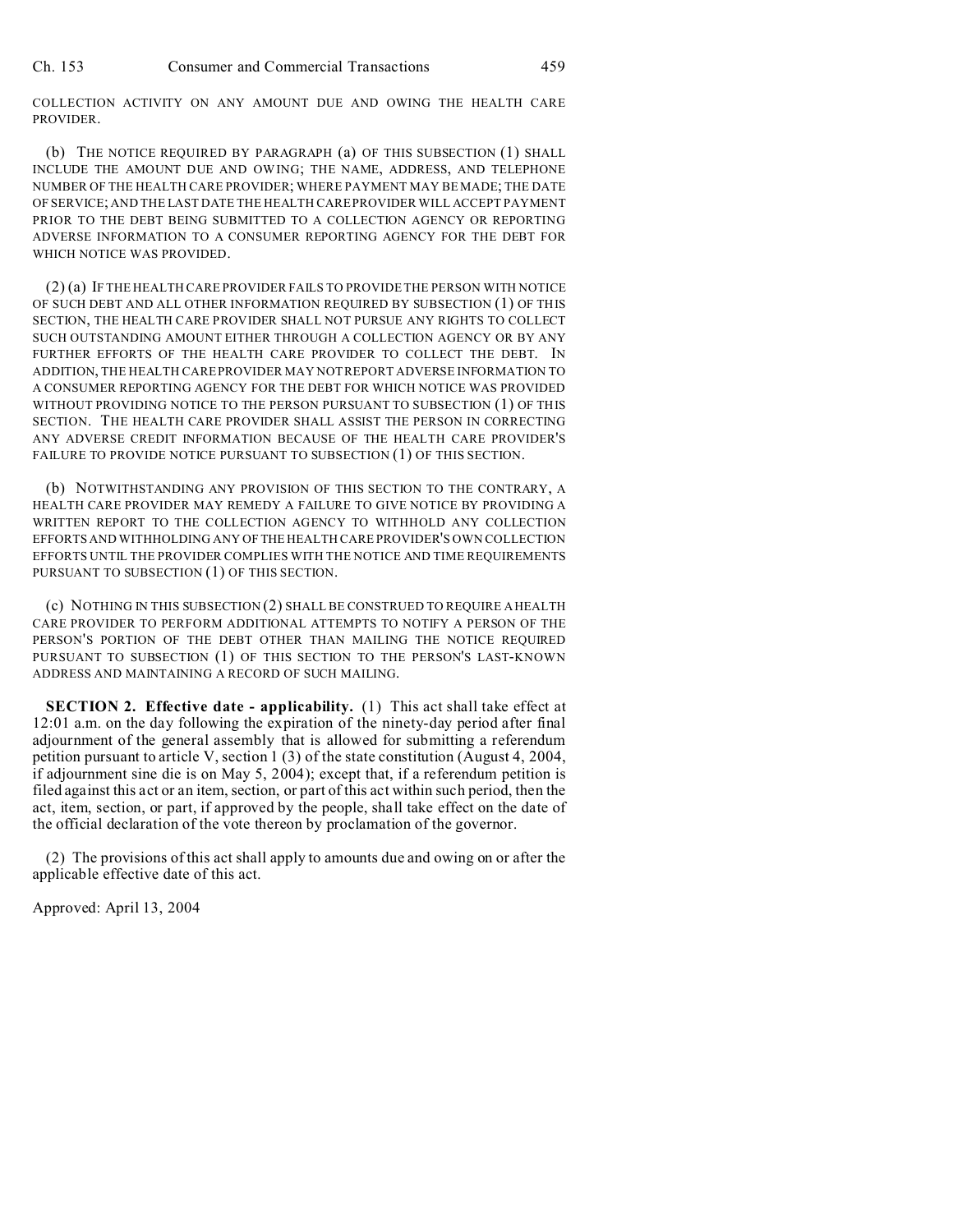COLLECTION ACTIVITY ON ANY AMOUNT DUE AND OWING THE HEALTH CARE PROVIDER.

(b) THE NOTICE REQUIRED BY PARAGRAPH (a) OF THIS SUBSECTION (1) SHALL INCLUDE THE AMOUNT DUE AND OWING; THE NAME, ADDRESS, AND TELEPHONE NUMBER OF THE HEALTH CARE PROVIDER; WHERE PAYMENT MAY BE MADE; THE DATE OF SERVICE; AND THE LAST DATE THE HEALTH CARE PROVIDER WILL ACCEPT PAYMENT PRIOR TO THE DEBT BEING SUBMITTED TO A COLLECTION AGENCY OR REPORTING ADVERSE INFORMATION TO A CONSUMER REPORTING AGENCY FOR THE DEBT FOR WHICH NOTICE WAS PROVIDED.

(2) (a) IF THE HEALTH CARE PROVIDER FAILS TO PROVIDE THE PERSON WITH NOTICE OF SUCH DEBT AND ALL OTHER INFORMATION REQUIRED BY SUBSECTION (1) OF THIS SECTION, THE HEALTH CARE PROVIDER SHALL NOT PURSUE ANY RIGHTS TO COLLECT SUCH OUTSTANDING AMOUNT EITHER THROUGH A COLLECTION AGENCY OR BY ANY FURTHER EFFORTS OF THE HEALTH CARE PROVIDER TO COLLECT THE DEBT. IN ADDITION, THE HEALTH CARE PROVIDER MAY NOT REPORT ADVERSE INFORMATION TO A CONSUMER REPORTING AGENCY FOR THE DEBT FOR WHICH NOTICE WAS PROVIDED WITHOUT PROVIDING NOTICE TO THE PERSON PURSUANT TO SUBSECTION (1) OF THIS SECTION. THE HEALTH CARE PROVIDER SHALL ASSIST THE PERSON IN CORRECTING ANY ADVERSE CREDIT INFORMATION BECAUSE OF THE HEALTH CARE PROVIDER'S FAILURE TO PROVIDE NOTICE PURSUANT TO SUBSECTION (1) OF THIS SECTION.

(b) NOTWITHSTANDING ANY PROVISION OF THIS SECTION TO THE CONTRARY, A HEALTH CARE PROVIDER MAY REMEDY A FAILURE TO GIVE NOTICE BY PROVIDING A WRITTEN REPORT TO THE COLLECTION AGENCY TO WITHHOLD ANY COLLECTION EFFORTS AND WITHHOLDING ANY OF THE HEALTH CARE PROVIDER'S OWN COLLECTION EFFORTS UNTIL THE PROVIDER COMPLIES WITH THE NOTICE AND TIME REQUIREMENTS PURSUANT TO SUBSECTION (1) OF THIS SECTION.

(c) NOTHING IN THIS SUBSECTION (2) SHALL BE CONSTRUED TO REQUIRE A HEALTH CARE PROVIDER TO PERFORM ADDITIONAL ATTEMPTS TO NOTIFY A PERSON OF THE PERSON'S PORTION OF THE DEBT OTHER THAN MAILING THE NOTICE REQUIRED PURSUANT TO SUBSECTION (1) OF THIS SECTION TO THE PERSON'S LAST-KNOWN ADDRESS AND MAINTAINING A RECORD OF SUCH MAILING.

**SECTION 2. Effective date - applicability.** (1) This act shall take effect at 12:01 a.m. on the day following the expiration of the ninety-day period after final adjournment of the general assembly that is allowed for submitting a referendum petition pursuant to article V, section 1 (3) of the state constitution (August 4, 2004, if adjournment sine die is on May 5, 2004); except that, if a referendum petition is filed against this act or an item, section, or part of this act within such period, then the act, item, section, or part, if approved by the people, shall take effect on the date of the official declaration of the vote thereon by proclamation of the governor.

(2) The provisions of this act shall apply to amounts due and owing on or after the applicable effective date of this act.

Approved: April 13, 2004